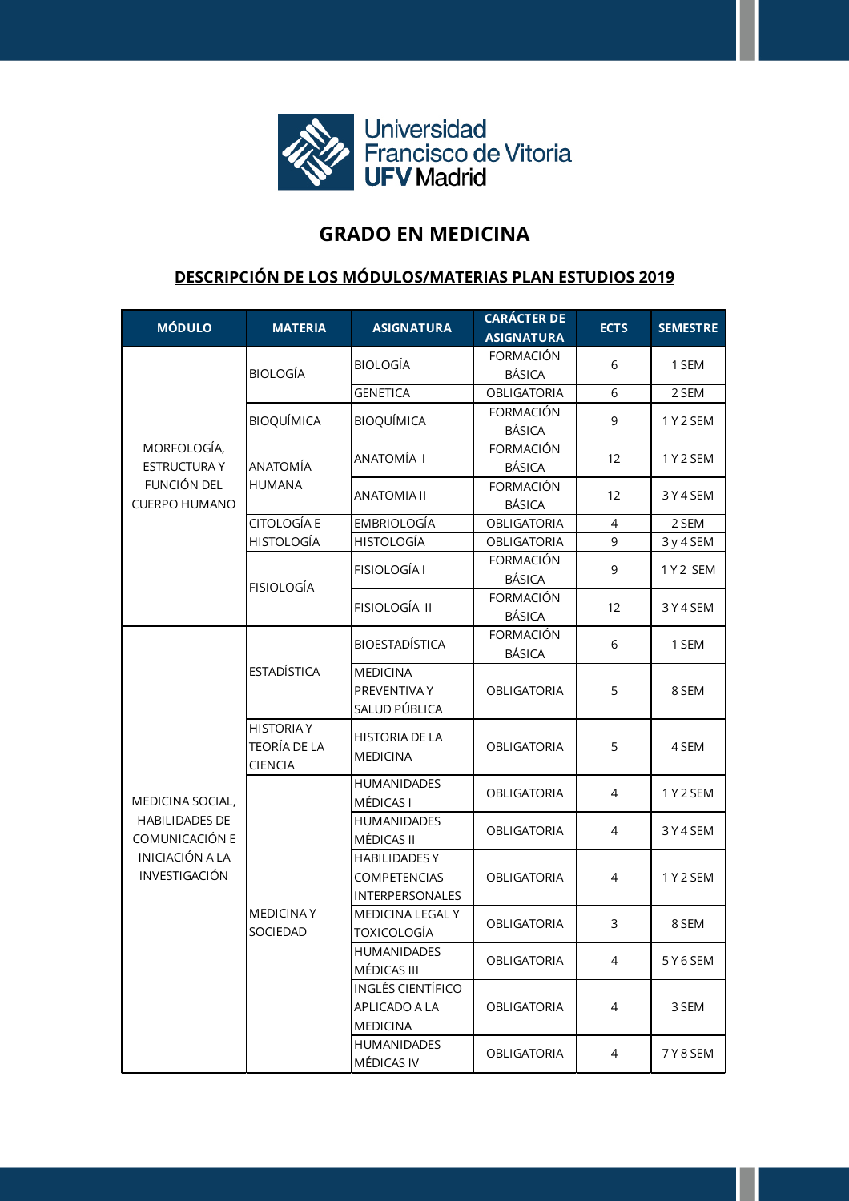Universidad Francisco de Vitoria UFV Madrid

# GRADO EN MEDICINA

## DESCRIPCIÓN DE LOS MÓDULOS/MATERIAS PLAN ESTUDIOS 2019

| MÓDULO | MATERIA | ASIGNATURA | CARÁCTER DE ASIGNATURA | ECTS | SEMESTRE |
|---|---|---|---|---|---|
| MORFOLOGÍA, ESTRUCTURA Y FUNCIÓN DEL CUERPO HUMANO | BIOLOGÍA | BIOLOGÍA | FORMACIÓN BÁSICA | 6 | 1 SEM |
| | | GENETICA | OBLIGATORIA | 6 | 2 SEM |
| | BIOQUÍMICA | BIOQUÍMICA | FORMACIÓN BÁSICA | 9 | 1 Y 2 SEM |
| | ANATOMÍA HUMANA | ANATOMÍA I | FORMACIÓN BÁSICA | 12 | 1 Y 2 SEM |
| | | ANATOMIA II | FORMACIÓN BÁSICA | 12 | 3 Y 4 SEM |
| | CITOLOGÍA E HISTOLOGÍA | EMBRIOLOGÍA | OBLIGATORIA | 4 | 2 SEM |
| | | HISTOLOGÍA | OBLIGATORIA | 9 | 3 y 4 SEM |
| | FISIOLOGÍA | FISIOLOGÍA I | FORMACIÓN BÁSICA | 9 | 1 Y 2 SEM |
| | | FISIOLOGÍA II | FORMACIÓN BÁSICA | 12 | 3 Y 4 SEM |
| MEDICINA SOCIAL, HABILIDADES DE COMUNICACIÓN E INICIACIÓN A LA INVESTIGACIÓN | ESTADÍSTICA | BIOESTADÍSTICA | FORMACIÓN BÁSICA | 6 | 1 SEM |
| | | MEDICINA PREVENTIVA Y SALUD PÚBLICA | OBLIGATORIA | 5 | 8 SEM |
| | HISTORIA Y TEORÍA DE LA CIENCIA | HISTORIA DE LA MEDICINA | OBLIGATORIA | 5 | 4 SEM |
| | MEDICINA Y SOCIEDAD | HUMANIDADES MÉDICAS I | OBLIGATORIA | 4 | 1 Y 2 SEM |
| | | HUMANIDADES MÉDICAS II | OBLIGATORIA | 4 | 3 Y 4 SEM |
| | | HABILIDADES Y COMPETENCIAS INTERPERSONALES | OBLIGATORIA | 4 | 1 Y 2 SEM |
| | | MEDICINA LEGAL Y TOXICOLOGÍA | OBLIGATORIA | 3 | 8 SEM |
| | | HUMANIDADES MÉDICAS III | OBLIGATORIA | 4 | 5 Y 6 SEM |
| | | INGLÉS CIENTÍFICO APLICADO A LA MEDICINA | OBLIGATORIA | 4 | 3 SEM |
| | | HUMANIDADES MÉDICAS IV | OBLIGATORIA | 4 | 7 Y 8 SEM |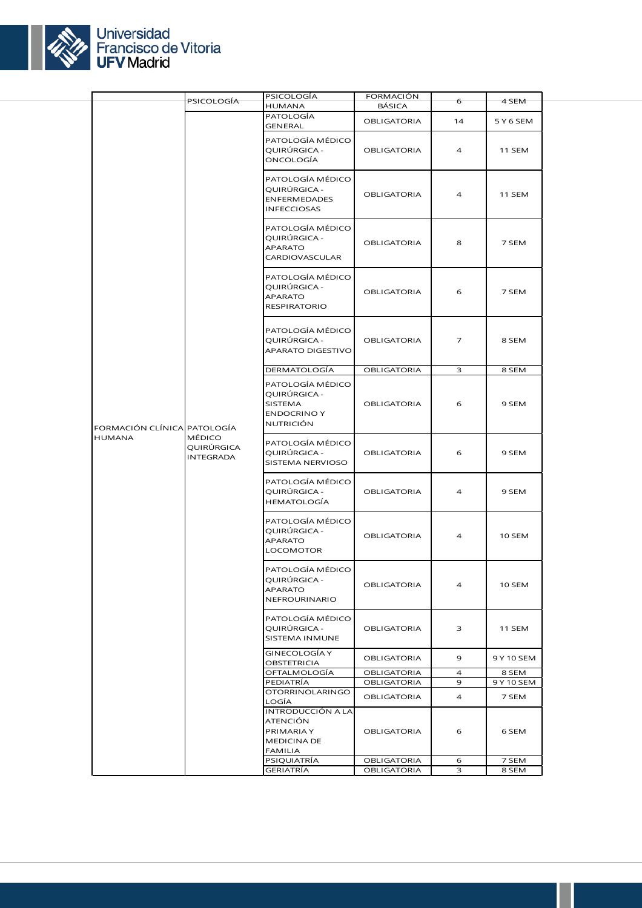| | | | | | |
|---|---|---|---|---|---|
| FORMACIÓN CLÍNICA HUMANA | PSICOLOGÍA | PSICOLOGÍA HUMANA | FORMACIÓN BÁSICA | 6 | 4 SEM |
| | PATOLOGÍA MÉDICO QUIRÚRGICA INTEGRADA | PATOLOGÍA GENERAL | OBLIGATORIA | 14 | 5 Y 6 SEM |
| | | PATOLOGÍA MÉDICO QUIRÚRGICA - ONCOLOGÍA | OBLIGATORIA | 4 | 11 SEM |
| | | PATOLOGÍA MÉDICO QUIRÚRGICA - ENFERMEDADES INFECCIOSAS | OBLIGATORIA | 4 | 11 SEM |
| | | PATOLOGÍA MÉDICO QUIRÚRGICA - APARATO CARDIOVASCULAR | OBLIGATORIA | 8 | 7 SEM |
| | | PATOLOGÍA MÉDICO QUIRÚRGICA - APARATO RESPIRATORIO | OBLIGATORIA | 6 | 7 SEM |
| | | PATOLOGÍA MÉDICO QUIRÚRGICA - APARATO DIGESTIVO | OBLIGATORIA | 7 | 8 SEM |
| | | DERMATOLOGÍA | OBLIGATORIA | 3 | 8 SEM |
| | | PATOLOGÍA MÉDICO QUIRÚRGICA - SISTEMA ENDOCRINO Y NUTRICIÓN | OBLIGATORIA | 6 | 9 SEM |
| | | PATOLOGÍA MÉDICO QUIRÚRGICA - SISTEMA NERVIOSO | OBLIGATORIA | 6 | 9 SEM |
| | | PATOLOGÍA MÉDICO QUIRÚRGICA - HEMATOLOGÍA | OBLIGATORIA | 4 | 9 SEM |
| | | PATOLOGÍA MÉDICO QUIRÚRGICA - APARATO LOCOMOTOR | OBLIGATORIA | 4 | 10 SEM |
| | | PATOLOGÍA MÉDICO QUIRÚRGICA - APARATO NEFROURINARIO | OBLIGATORIA | 4 | 10 SEM |
| | | PATOLOGÍA MÉDICO QUIRÚRGICA - SISTEMA INMUNE | OBLIGATORIA | 3 | 11 SEM |
| | | GINECOLOGÍA Y OBSTETRICIA | OBLIGATORIA | 9 | 9 Y 10 SEM |
| | | OFTALMOLOGÍA | OBLIGATORIA | 4 | 8 SEM |
| | | PEDIATRÍA | OBLIGATORIA | 9 | 9 Y 10 SEM |
| | | OTORRINOLARINGOLOGÍA | OBLIGATORIA | 4 | 7 SEM |
| | | INTRODUCCIÓN A LA ATENCIÓN PRIMARIA Y MEDICINA DE FAMILIA | OBLIGATORIA | 6 | 6 SEM |
| | | PSIQUIATRÍA | OBLIGATORIA | 6 | 7 SEM |
| | | GERIATRÍA | OBLIGATORIA | 3 | 8 SEM |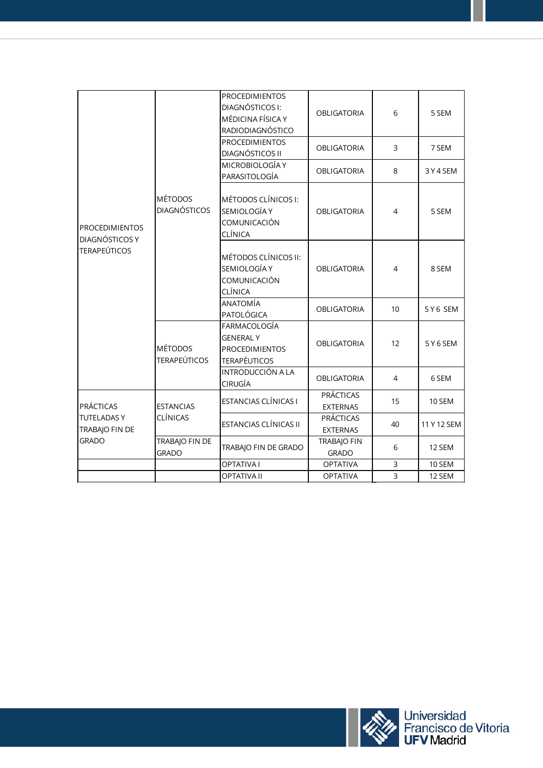| | | | | | |
|---|---|---|---|---|---|
| PROCEDIMIENTOS DIAGNÓSTICOS Y TERAPEÚTICOS | MÉTODOS DIAGNÓSTICOS | PROCEDIMIENTOS DIAGNÓSTICOS I: MÉDICINA FÍSICA Y RADIODIAGNÓSTICO | OBLIGATORIA | 6 | 5 SEM |
| | | PROCEDIMIENTOS DIAGNÓSTICOS II | OBLIGATORIA | 3 | 7 SEM |
| | | MICROBIOLOGÍA Y PARASITOLOGÍA | OBLIGATORIA | 8 | 3 Y 4 SEM |
| | | MÉTODOS CLÍNICOS I: SEMIOLOGÍA Y COMUNICACIÓN CLÍNICA | OBLIGATORIA | 4 | 5 SEM |
| | | MÉTODOS CLÍNICOS II: SEMIOLOGÍA Y COMUNICACIÓN CLÍNICA | OBLIGATORIA | 4 | 8 SEM |
| | | ANATOMÍA PATOLÓGICA | OBLIGATORIA | 10 | 5 Y 6 SEM |
| | MÉTODOS TERAPEÚTICOS | FARMACOLOGÍA GENERAL Y PROCEDIMIENTOS TERAPÉUTICOS | OBLIGATORIA | 12 | 5 Y 6 SEM |
| | | INTRODUCCIÓN A LA CIRUGÍA | OBLIGATORIA | 4 | 6 SEM |
| PRÁCTICAS TUTELADAS Y TRABAJO FIN DE GRADO | ESTANCIAS CLÍNICAS | ESTANCIAS CLÍNICAS I | PRÁCTICAS EXTERNAS | 15 | 10 SEM |
| | | ESTANCIAS CLÍNICAS II | PRÁCTICAS EXTERNAS | 40 | 11 Y 12 SEM |
| | TRABAJO FIN DE GRADO | TRABAJO FIN DE GRADO | TRABAJO FIN GRADO | 6 | 12 SEM |
| | | OPTATIVA I | OPTATIVA | 3 | 10 SEM |
| | | OPTATIVA II | OPTATIVA | 3 | 12 SEM |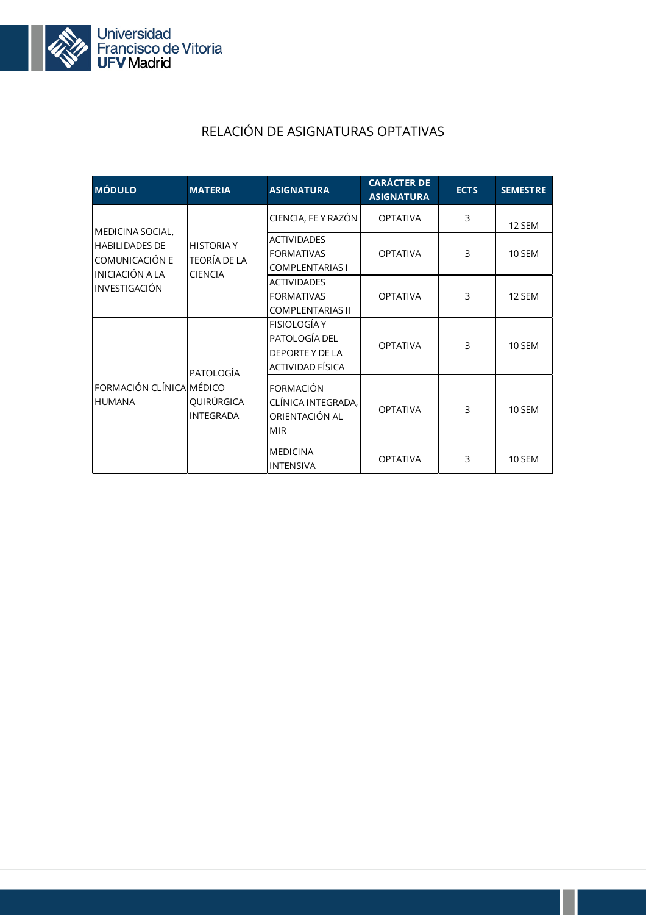# RELACIÓN DE ASIGNATURAS OPTATIVAS

| MÓDULO | MATERIA | ASIGNATURA | CARÁCTER DE ASIGNATURA | ECTS | SEMESTRE |
|---|---|---|---|---|---|
| MEDICINA SOCIAL, HABILIDADES DE COMUNICACIÓN E INICIACIÓN A LA INVESTIGACIÓN | HISTORIA Y TEORÍA DE LA CIENCIA | CIENCIA, FE Y RAZÓN | OPTATIVA | 3 | 12 SEM |
| | | ACTIVIDADES FORMATIVAS COMPLENTARIAS I | OPTATIVA | 3 | 10 SEM |
| | | ACTIVIDADES FORMATIVAS COMPLENTARIAS II | OPTATIVA | 3 | 12 SEM |
| FORMACIÓN CLÍNICA HUMANA | PATOLOGÍA MÉDICO QUIRÚRGICA INTEGRADA | FISIOLOGÍA Y PATOLOGÍA DEL DEPORTE Y DE LA ACTIVIDAD FÍSICA | OPTATIVA | 3 | 10 SEM |
| | | FORMACIÓN CLÍNICA INTEGRADA, ORIENTACIÓN AL MIR | OPTATIVA | 3 | 10 SEM |
| | | MEDICINA INTENSIVA | OPTATIVA | 3 | 10 SEM |